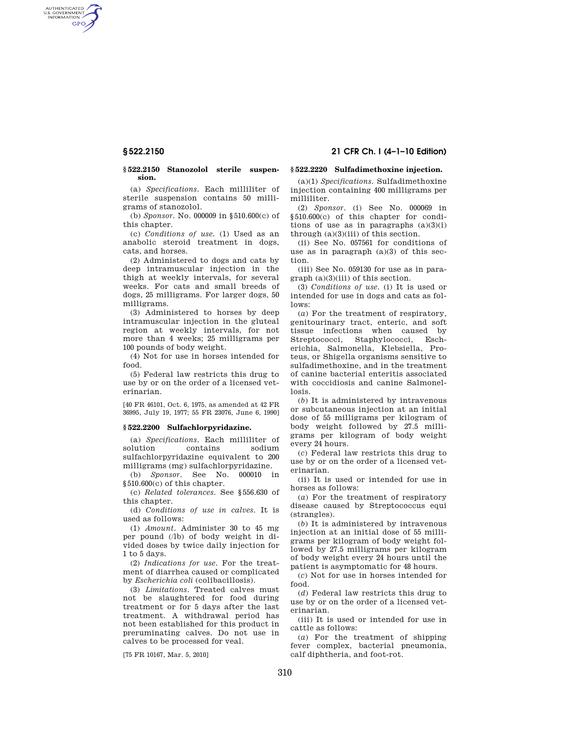### § 522.2150 Stanozolol sterile suspension.

(a) *Specifications.* Each milliliter of sterile suspension contains 50 milligrams of stanozolol.

(b) *Sponsor.* No. 000009 in §510.600(c) of this chapter.

(c) *Conditions of use.* (1) Used as an anabolic steroid treatment in dogs, cats, and horses.

(2) Administered to dogs and cats by deep intramuscular injection in the thigh at weekly intervals, for several weeks. For cats and small breeds of dogs, 25 milligrams. For larger dogs, 50 milligrams.

(3) Administered to horses by deep intramuscular injection in the gluteal region at weekly intervals, for not more than 4 weeks; 25 milligrams per 100 pounds of body weight.

(4) Not for use in horses intended for food.

(5) Federal law restricts this drug to use by or on the order of a licensed veterinarian.

[40 FR 46101, Oct. 6, 1975, as amended at 42 FR 36995, July 19, 1977; 55 FR 23076, June 6, 1990]

### § 522.2200 Sulfachlorpyridazine.

(a) *Specifications.* Each milliliter of solution contains sodium sulfachlorpyridazine equivalent to 200 milligrams (mg) sulfachlorpyridazine.

(b) *Sponsor.* See No. 000010 in §510.600(c) of this chapter.

(c) *Related tolerances.* See §556.630 of this chapter.

(d) *Conditions of use in calves.* It is used as follows:

(1) *Amount.* Administer 30 to 45 mg per pound (/lb) of body weight in divided doses by twice daily injection for 1 to 5 days.

(2) *Indications for use.* For the treatment of diarrhea caused or complicated by *Escherichia coli* (colibacillosis).

(3) *Limitations.* Treated calves must not be slaughtered for food during treatment or for 5 days after the last treatment. A withdrawal period has not been established for this product in preruminating calves. Do not use in calves to be processed for veal.

[75 FR 10167, Mar. 5, 2010]

### § 522.2220 Sulfadimethoxine injection.

(a)(1) *Specifications.* Sulfadimethoxine injection containing 400 milligrams per milliliter.

(2) *Sponsor.* (i) See No. 000069 in §510.600(c) of this chapter for conditions of use as in paragraphs (a)(3)(i) through (a)(3)(iii) of this section.

(ii) See No. 057561 for conditions of use as in paragraph (a)(3) of this section.

(iii) See No. 059130 for use as in paragraph (a)(3)(iii) of this section.

(3) *Conditions of use.* (i) It is used or intended for use in dogs and cats as follows:

(*a*) For the treatment of respiratory, genitourinary tract, enteric, and soft tissue infections when caused by Streptococci, Staphylococci, Escherichia, Salmonella, Klebsiella, Proteus, or Shigella organisms sensitive to sulfadimethoxine, and in the treatment of canine bacterial enteritis associated with coccidiosis and canine Salmonellosis.

(*b*) It is administered by intravenous or subcutaneous injection at an initial dose of 55 milligrams per kilogram of body weight followed by 27.5 milligrams per kilogram of body weight every 24 hours.

(*c*) Federal law restricts this drug to use by or on the order of a licensed veterinarian.

(ii) It is used or intended for use in horses as follows:

(*a*) For the treatment of respiratory disease caused by Streptococcus equi (strangles).

(*b*) It is administered by intravenous injection at an initial dose of 55 milligrams per kilogram of body weight followed by 27.5 milligrams per kilogram of body weight every 24 hours until the patient is asymptomatic for 48 hours.

(*c*) Not for use in horses intended for food.

(*d*) Federal law restricts this drug to use by or on the order of a licensed veterinarian.

(iii) It is used or intended for use in cattle as follows:

(*a*) For the treatment of shipping fever complex, bacterial pneumonia, calf diphtheria, and foot-rot.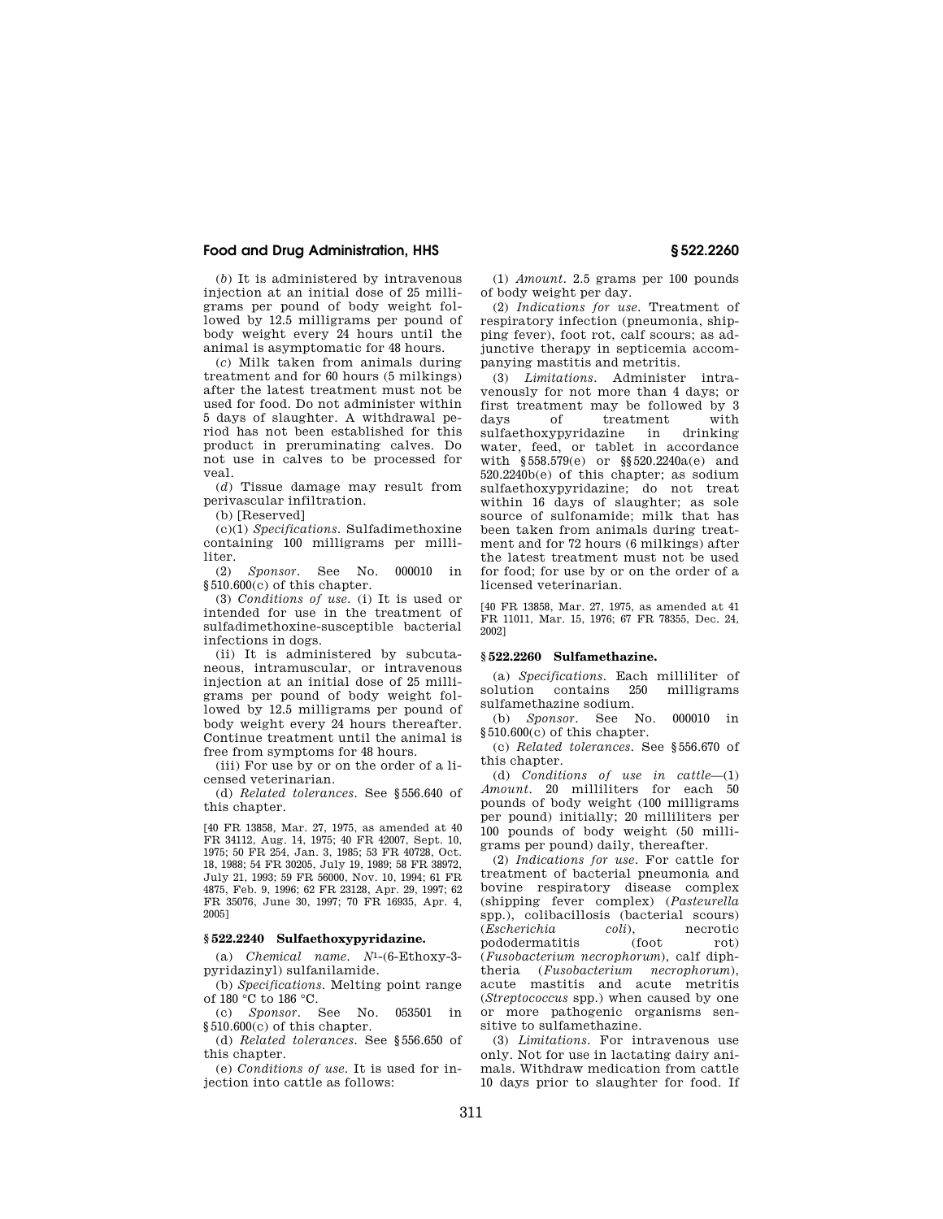(*b*) It is administered by intravenous injection at an initial dose of 25 milligrams per pound of body weight followed by 12.5 milligrams per pound of body weight every 24 hours until the animal is asymptomatic for 48 hours.

(*c*) Milk taken from animals during treatment and for 60 hours (5 milkings) after the latest treatment must not be used for food. Do not administer within 5 days of slaughter. A withdrawal period has not been established for this product in preruminating calves. Do not use in calves to be processed for veal.

(*d*) Tissue damage may result from perivascular infiltration.

(b) [Reserved]

(c)(1) *Specifications.* Sulfadimethoxine containing 100 milligrams per milliliter.

(2) *Sponsor.* See No. 000010 in §510.600(c) of this chapter.

(3) *Conditions of use.* (i) It is used or intended for use in the treatment of sulfadimethoxine-susceptible bacterial infections in dogs.

(ii) It is administered by subcutaneous, intramuscular, or intravenous injection at an initial dose of 25 milligrams per pound of body weight followed by 12.5 milligrams per pound of body weight every 24 hours thereafter. Continue treatment until the animal is free from symptoms for 48 hours.

(iii) For use by or on the order of a licensed veterinarian.

(d) *Related tolerances.* See §556.640 of this chapter.

[40 FR 13858, Mar. 27, 1975, as amended at 40 FR 34112, Aug. 14, 1975; 40 FR 42007, Sept. 10, 1975; 50 FR 254, Jan. 3, 1985; 53 FR 40728, Oct. 18, 1988; 54 FR 30205, July 19, 1989; 58 FR 38972, July 21, 1993; 59 FR 56000, Nov. 10, 1994; 61 FR 4875, Feb. 9, 1996; 62 FR 23128, Apr. 29, 1997; 62 FR 35076, June 30, 1997; 70 FR 16935, Apr. 4, 2005]

### § 522.2240 Sulfaethoxypyridazine.

(a) *Chemical name.* *N*[1]-(6-Ethoxy-3-pyridazinyl) sulfanilamide.

(b) *Specifications.* Melting point range of 180 °C to 186 °C.

(c) *Sponsor.* See No. 053501 in §510.600(c) of this chapter.

(d) *Related tolerances.* See §556.650 of this chapter.

(e) *Conditions of use.* It is used for injection into cattle as follows:

(1) *Amount.* 2.5 grams per 100 pounds of body weight per day.

(2) *Indications for use.* Treatment of respiratory infection (pneumonia, shipping fever), foot rot, calf scours; as adjunctive therapy in septicemia accompanying mastitis and metritis.

(3) *Limitations.* Administer intravenously for not more than 4 days; or first treatment may be followed by 3 days of treatment with sulfaethoxypyridazine in drinking water, feed, or tablet in accordance with §558.579(e) or §§520.2240a(e) and 520.2240b(e) of this chapter; as sodium sulfaethoxypyridazine; do not treat within 16 days of slaughter; as sole source of sulfonamide; milk that has been taken from animals during treatment and for 72 hours (6 milkings) after the latest treatment must not be used for food; for use by or on the order of a licensed veterinarian.

[40 FR 13858, Mar. 27, 1975, as amended at 41 FR 11011, Mar. 15, 1976; 67 FR 78355, Dec. 24, 2002]

### § 522.2260 Sulfamethazine.

(a) *Specifications.* Each milliliter of solution contains 250 milligrams sulfamethazine sodium.

(b) *Sponsor.* See No. 000010 in §510.600(c) of this chapter.

(c) *Related tolerances.* See §556.670 of this chapter.

(d) *Conditions of use in cattle*—(1) *Amount.* 20 milliliters for each 50 pounds of body weight (100 milligrams per pound) initially; 20 milliliters per 100 pounds of body weight (50 milligrams per pound) daily, thereafter.

(2) *Indications for use.* For cattle for treatment of bacterial pneumonia and bovine respiratory disease complex (shipping fever complex) (*Pasteurella* spp.), colibacillosis (bacterial scours) (*Escherichia coli*), necrotic pododermatitis (foot rot) (*Fusobacterium necrophorum*), calf diphtheria (*Fusobacterium necrophorum*), acute mastitis and acute metritis (*Streptococcus* spp.) when caused by one or more pathogenic organisms sensitive to sulfamethazine.

(3) *Limitations.* For intravenous use only. Not for use in lactating dairy animals. Withdraw medication from cattle 10 days prior to slaughter for food. If